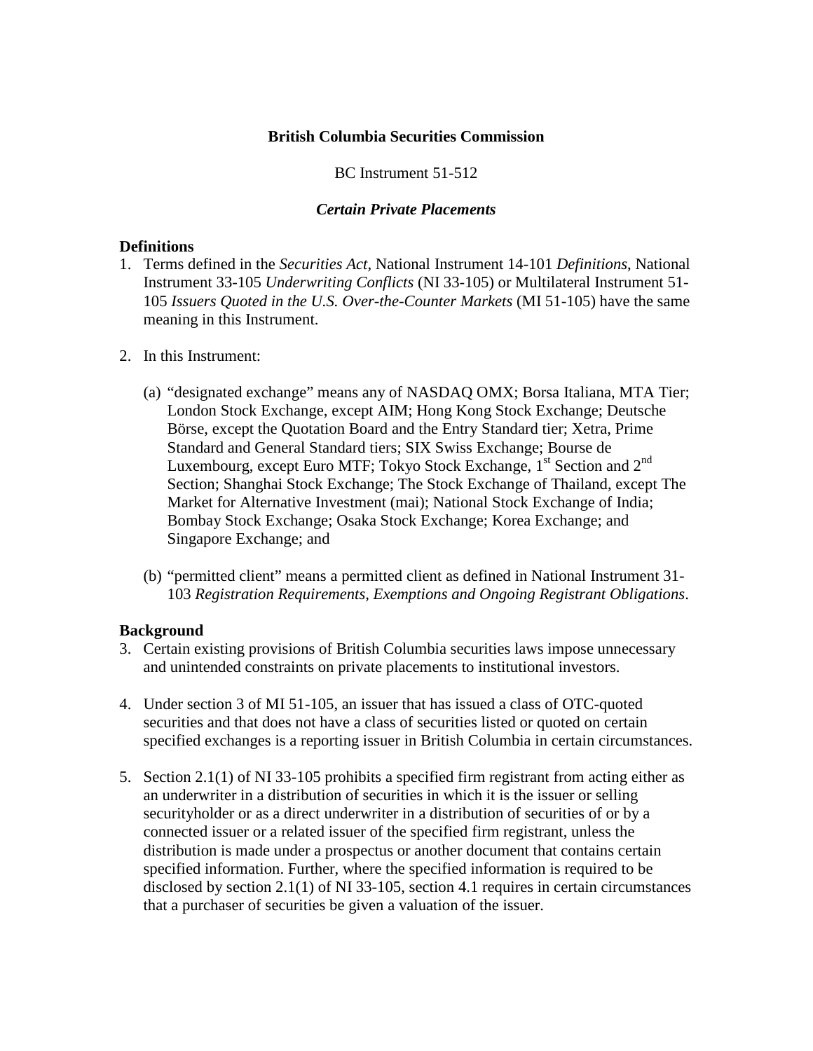**British Columbia Securities Commission**

BC Instrument 51-512

***Certain Private Placements***

**Definitions**

1. Terms defined in the *Securities Act,* National Instrument 14-101 *Definitions,* National Instrument 33-105 *Underwriting Conflicts* (NI 33-105) or Multilateral Instrument 51-105 *Issuers Quoted in the U.S. Over-the-Counter Markets* (MI 51-105) have the same meaning in this Instrument.

2. In this Instrument:

   (a) "designated exchange" means any of NASDAQ OMX; Borsa Italiana, MTA Tier; London Stock Exchange, except AIM; Hong Kong Stock Exchange; Deutsche Börse, except the Quotation Board and the Entry Standard tier; Xetra, Prime Standard and General Standard tiers; SIX Swiss Exchange; Bourse de Luxembourg, except Euro MTF; Tokyo Stock Exchange, 1st Section and 2nd Section; Shanghai Stock Exchange; The Stock Exchange of Thailand, except The Market for Alternative Investment (mai); National Stock Exchange of India; Bombay Stock Exchange; Osaka Stock Exchange; Korea Exchange; and Singapore Exchange; and

   (b) "permitted client" means a permitted client as defined in National Instrument 31-103 *Registration Requirements, Exemptions and Ongoing Registrant Obligations*.

**Background**

3. Certain existing provisions of British Columbia securities laws impose unnecessary and unintended constraints on private placements to institutional investors.

4. Under section 3 of MI 51-105, an issuer that has issued a class of OTC-quoted securities and that does not have a class of securities listed or quoted on certain specified exchanges is a reporting issuer in British Columbia in certain circumstances.

5. Section 2.1(1) of NI 33-105 prohibits a specified firm registrant from acting either as an underwriter in a distribution of securities in which it is the issuer or selling securityholder or as a direct underwriter in a distribution of securities of or by a connected issuer or a related issuer of the specified firm registrant, unless the distribution is made under a prospectus or another document that contains certain specified information. Further, where the specified information is required to be disclosed by section 2.1(1) of NI 33-105, section 4.1 requires in certain circumstances that a purchaser of securities be given a valuation of the issuer.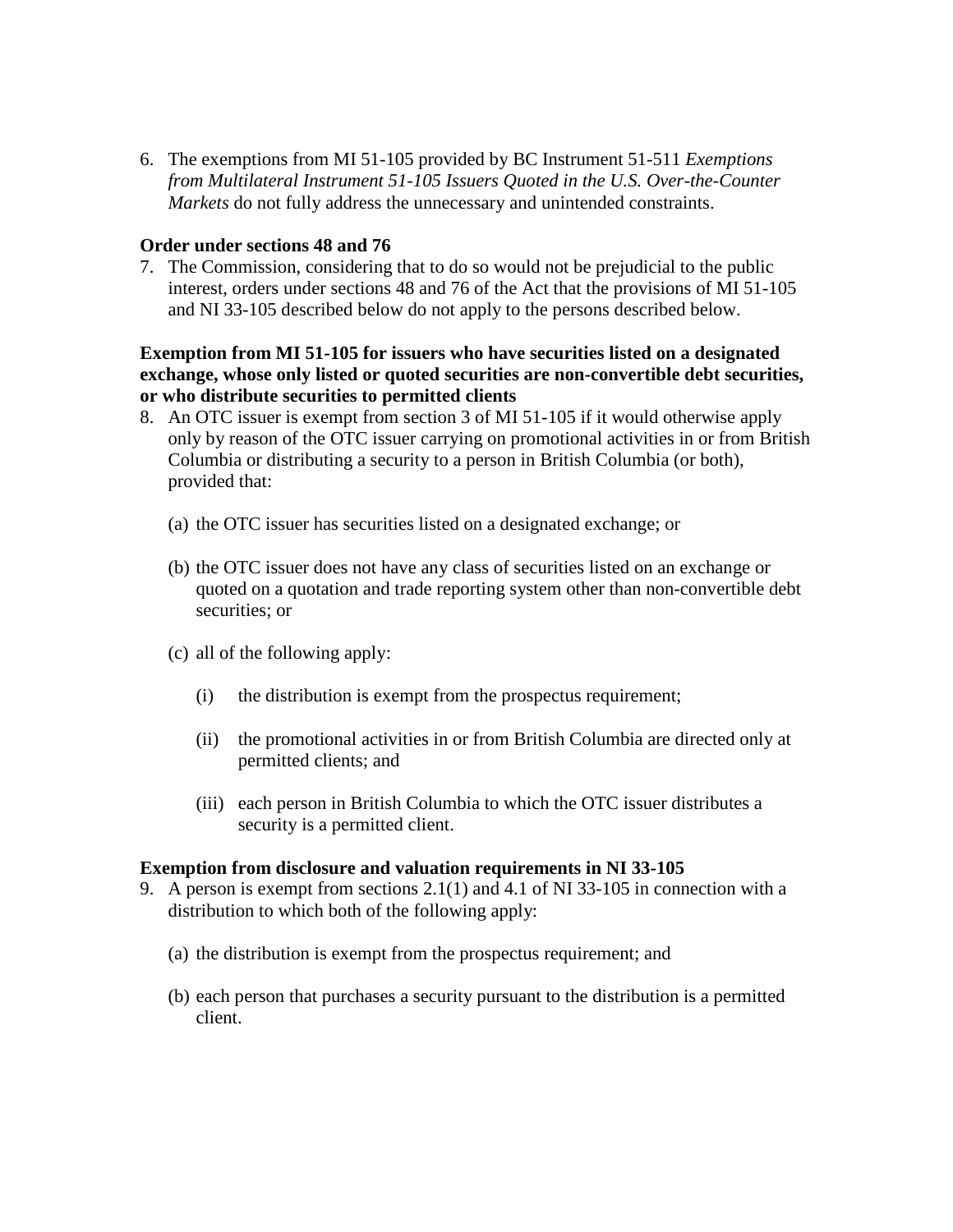6. The exemptions from MI 51-105 provided by BC Instrument 51-511 *Exemptions from Multilateral Instrument 51-105 Issuers Quoted in the U.S. Over-the-Counter Markets* do not fully address the unnecessary and unintended constraints.

**Order under sections 48 and 76**

7. The Commission, considering that to do so would not be prejudicial to the public interest, orders under sections 48 and 76 of the Act that the provisions of MI 51-105 and NI 33-105 described below do not apply to the persons described below.

**Exemption from MI 51-105 for issuers who have securities listed on a designated exchange, whose only listed or quoted securities are non-convertible debt securities, or who distribute securities to permitted clients**

8. An OTC issuer is exempt from section 3 of MI 51-105 if it would otherwise apply only by reason of the OTC issuer carrying on promotional activities in or from British Columbia or distributing a security to a person in British Columbia (or both), provided that:

   (a) the OTC issuer has securities listed on a designated exchange; or

   (b) the OTC issuer does not have any class of securities listed on an exchange or quoted on a quotation and trade reporting system other than non-convertible debt securities; or

   (c) all of the following apply:

      (i) the distribution is exempt from the prospectus requirement;

      (ii) the promotional activities in or from British Columbia are directed only at permitted clients; and

      (iii) each person in British Columbia to which the OTC issuer distributes a security is a permitted client.

**Exemption from disclosure and valuation requirements in NI 33-105**

9. A person is exempt from sections 2.1(1) and 4.1 of NI 33-105 in connection with a distribution to which both of the following apply:

   (a) the distribution is exempt from the prospectus requirement; and

   (b) each person that purchases a security pursuant to the distribution is a permitted client.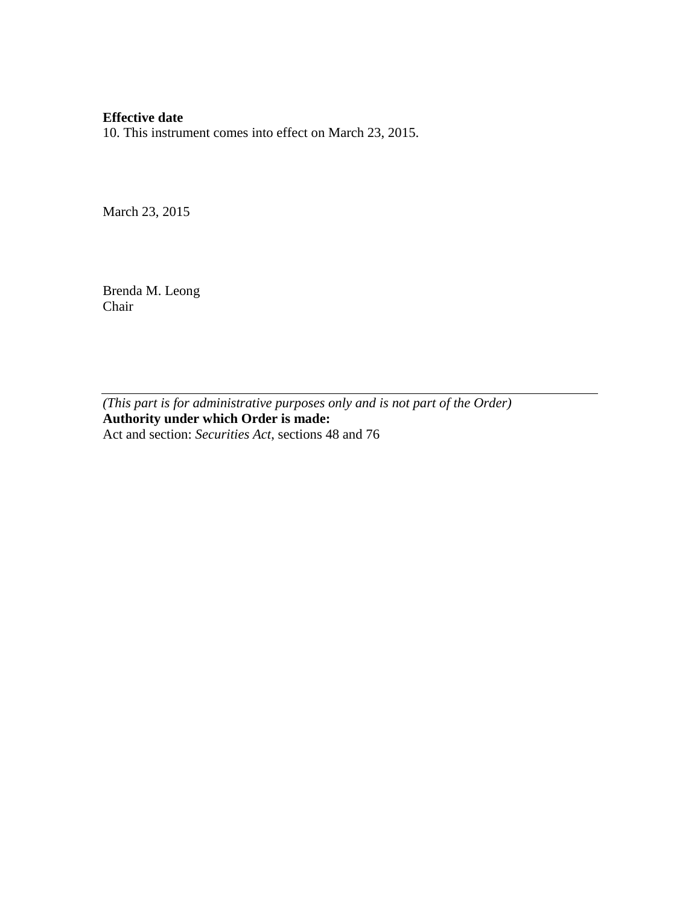**Effective date**
10. This instrument comes into effect on March 23, 2015.

March 23, 2015

Brenda M. Leong
Chair

---

*(This part is for administrative purposes only and is not part of the Order)*
**Authority under which Order is made:**
Act and section: *Securities Act*, sections 48 and 76